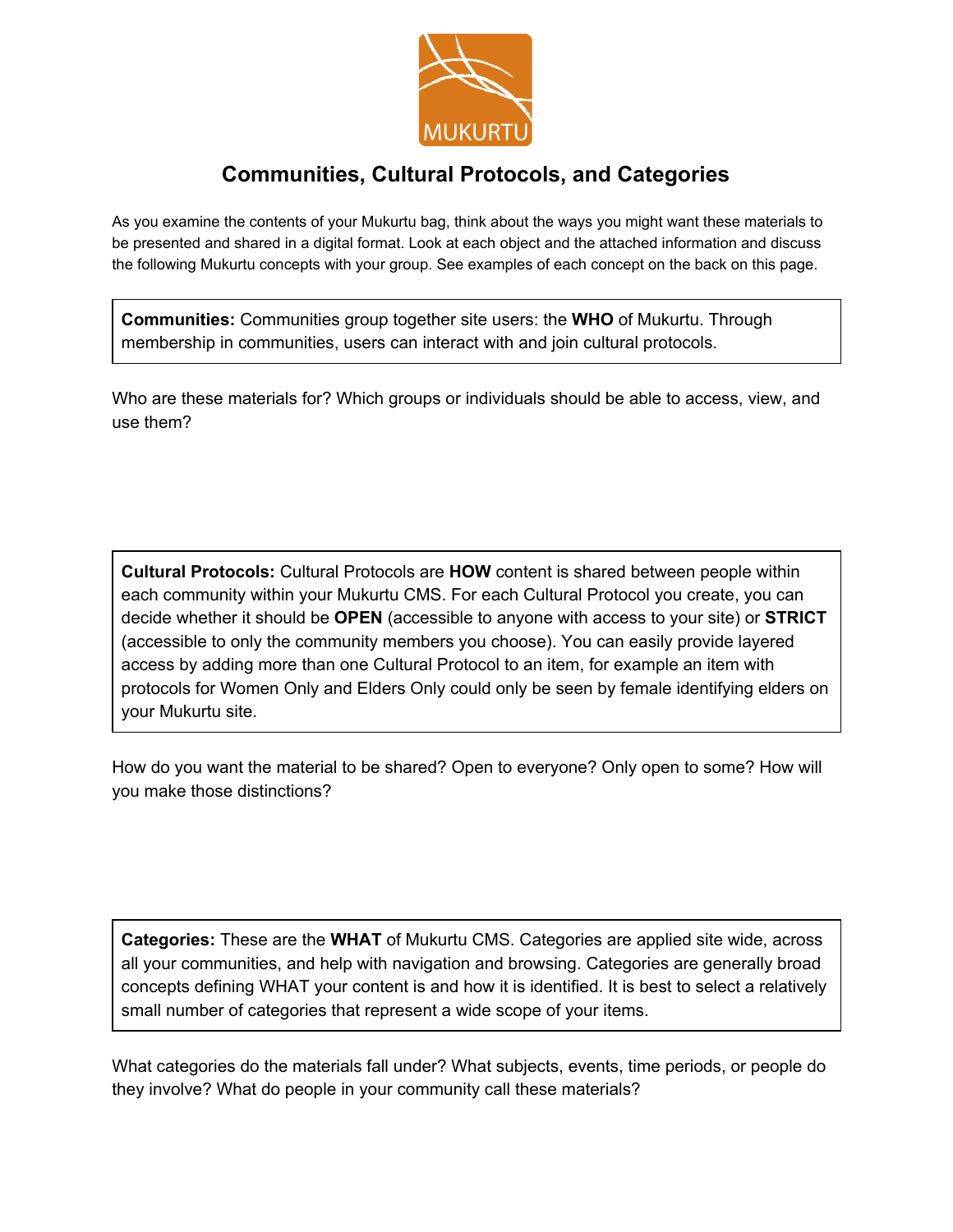# Communities, Cultural Protocols, and Categories

As you examine the contents of your Mukurtu bag, think about the ways you might want these materials to be presented and shared in a digital format. Look at each object and the attached information and discuss the following Mukurtu concepts with your group. See examples of each concept on the back on this page.

**Communities:** Communities group together site users: the **WHO** of Mukurtu. Through membership in communities, users can interact with and join cultural protocols.

Who are these materials for? Which groups or individuals should be able to access, view, and use them?

**Cultural Protocols:** Cultural Protocols are **HOW** content is shared between people within each community within your Mukurtu CMS. For each Cultural Protocol you create, you can decide whether it should be **OPEN** (accessible to anyone with access to your site) or **STRICT** (accessible to only the community members you choose). You can easily provide layered access by adding more than one Cultural Protocol to an item, for example an item with protocols for Women Only and Elders Only could only be seen by female identifying elders on your Mukurtu site.

How do you want the material to be shared? Open to everyone? Only open to some? How will you make those distinctions?

**Categories:** These are the **WHAT** of Mukurtu CMS. Categories are applied site wide, across all your communities, and help with navigation and browsing. Categories are generally broad concepts defining WHAT your content is and how it is identified. It is best to select a relatively small number of categories that represent a wide scope of your items.

What categories do the materials fall under? What subjects, events, time periods, or people do they involve? What do people in your community call these materials?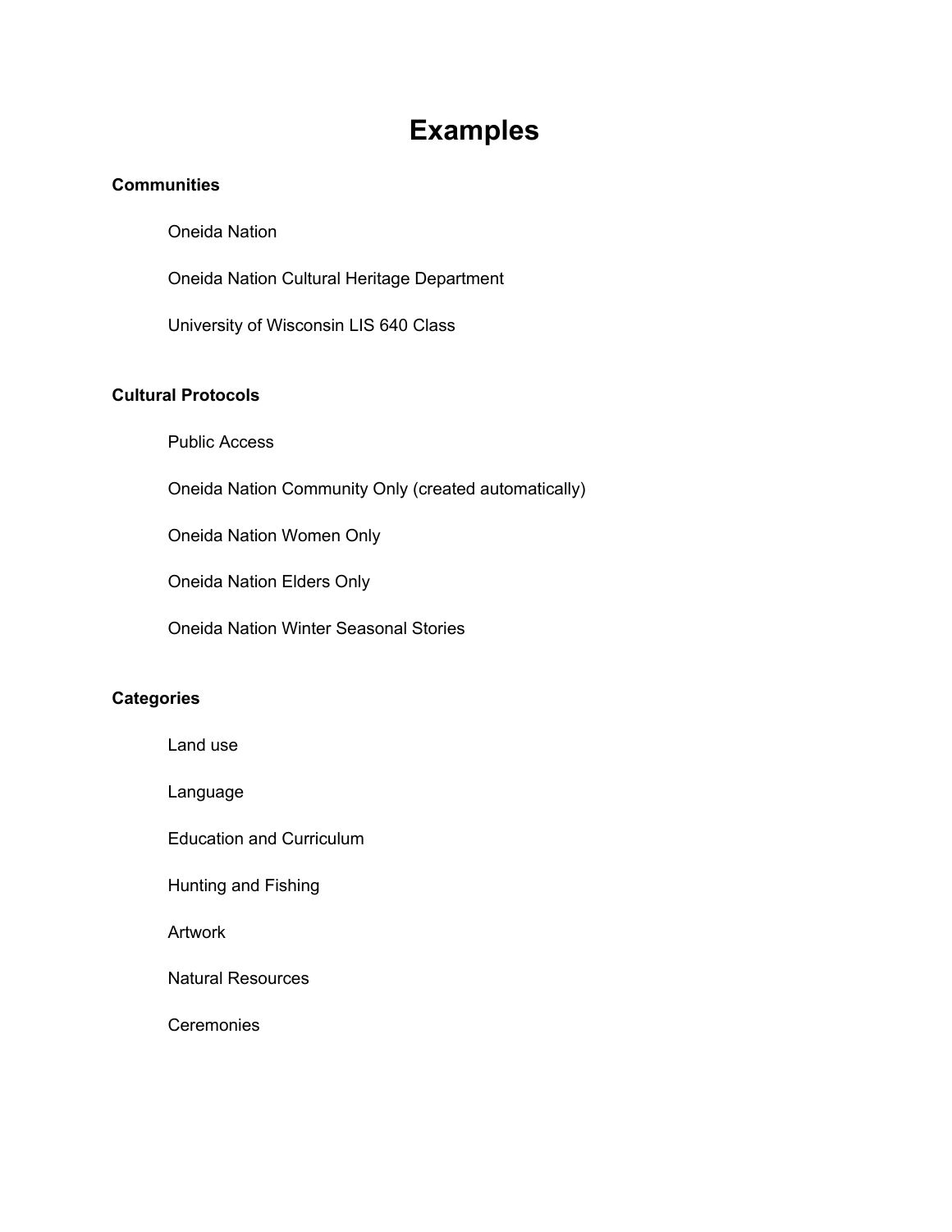# Examples

**Communities**

- Oneida Nation
- Oneida Nation Cultural Heritage Department
- University of Wisconsin LIS 640 Class

**Cultural Protocols**

- Public Access
- Oneida Nation Community Only (created automatically)
- Oneida Nation Women Only
- Oneida Nation Elders Only
- Oneida Nation Winter Seasonal Stories

**Categories**

- Land use
- Language
- Education and Curriculum
- Hunting and Fishing
- Artwork
- Natural Resources
- Ceremonies